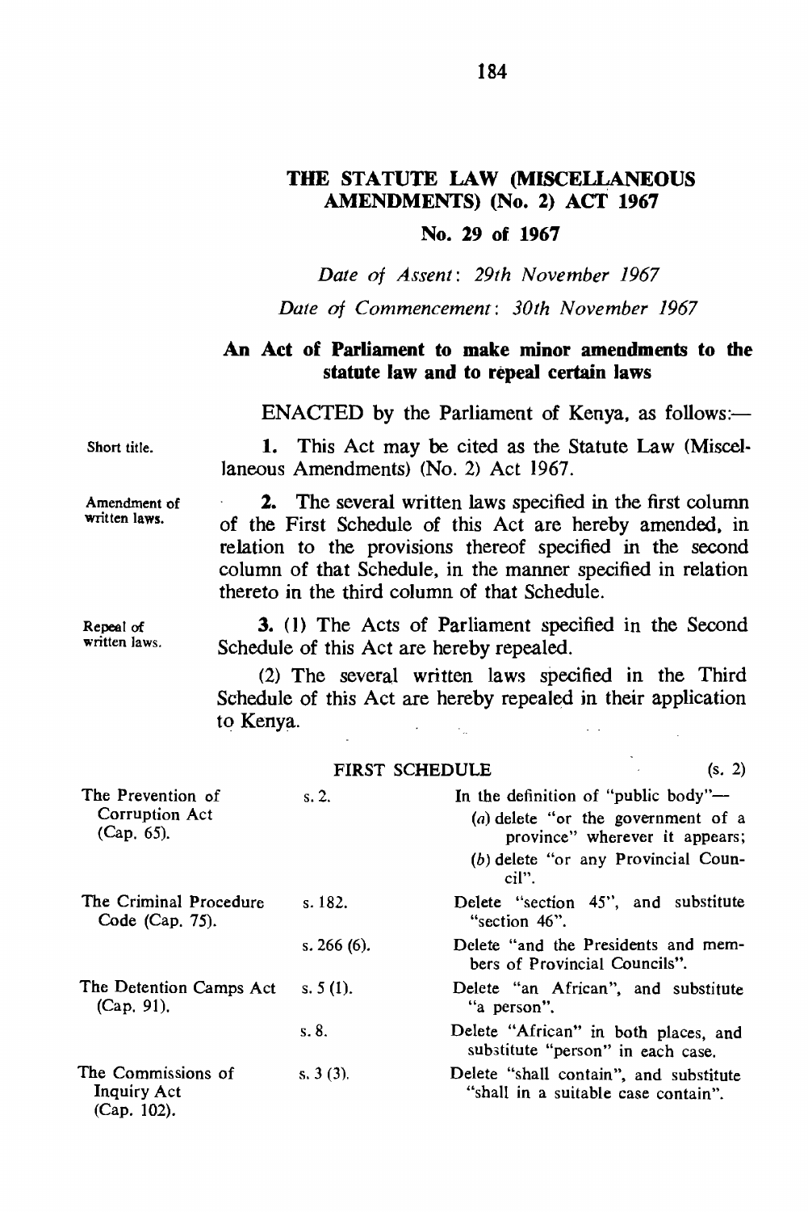# THE STATUTE LAW (MISCELLANEOUS AMENDMENTS) (No. 2) ACT 1967

## No. 29 of 1967

*Date of Assent: 29th November 1967*

*Date of Commencement: 30th November 1967*

### An Act of Parliament to make minor amendments to the statute law and to repeal certain laws

ENACTED by the Parliament of Kenya, as follows:—

Short title.

**1.** This Act may be cited as the Statute Law (Miscellaneous Amendments) (No. 2) Act 1967.

Amendment of written laws.

**2.** The several written laws specified in the first column of the First Schedule of this Act are hereby amended, in relation to the provisions thereof specified in the second column of that Schedule, in the manner specified in relation thereto in the third column of that Schedule.

Repeal of written laws.

**3.** (1) The Acts of Parliament specified in the Second Schedule of this Act are hereby repealed.

(2) The several written laws specified in the Third Schedule of this Act are hereby repealed in their application to Kenya.

FIRST SCHEDULE (s. 2)

| | | |
|---|---|---|
| The Prevention of Corruption Act (Cap. 65). | s. 2. | In the definition of "public body"—<br>(*a*) delete "or the government of a province" wherever it appears;<br>(*b*) delete "or any Provincial Council". |
| The Criminal Procedure Code (Cap. 75). | s. 182. | Delete "section 45", and substitute "section 46". |
| | s. 266 (6). | Delete "and the Presidents and members of Provincial Councils". |
| The Detention Camps Act (Cap. 91). | s. 5 (1). | Delete "an African", and substitute "a person". |
| | s. 8. | Delete "African" in both places, and substitute "person" in each case. |
| The Commissions of Inquiry Act (Cap. 102). | s. 3 (3). | Delete "shall contain", and substitute "shall in a suitable case contain". |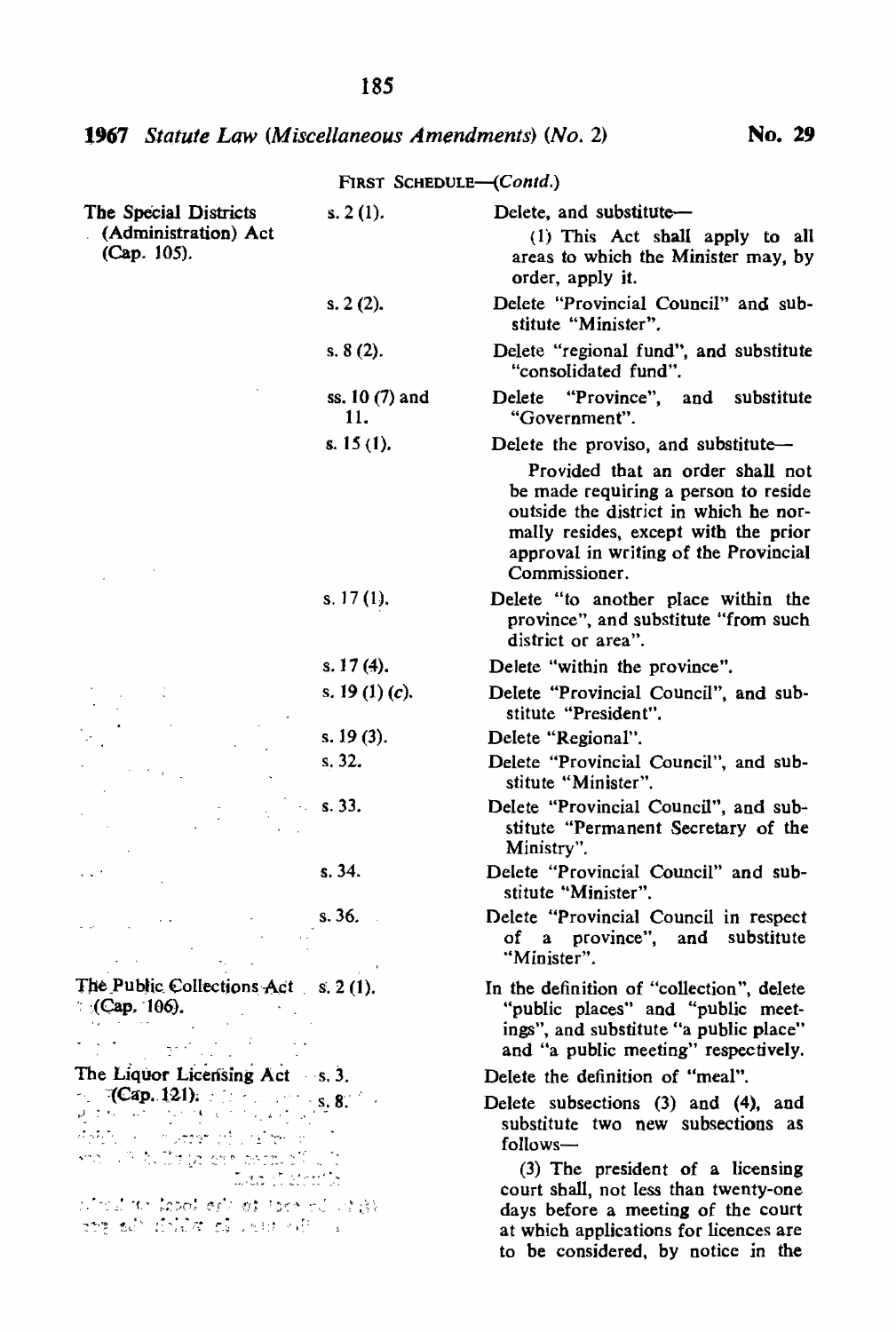FIRST SCHEDULE—(*Contd.*)

| | | |
|---|---|---|
| The Special Districts (Administration) Act (Cap. 105). | s. 2 (1). | Delete, and substitute—<br>(1) This Act shall apply to all areas to which the Minister may, by order, apply it. |
| | s. 2 (2). | Delete "Provincial Council" and substitute "Minister". |
| | s. 8 (2). | Delete "regional fund", and substitute "consolidated fund". |
| | ss. 10 (7) and 11. | Delete "Province", and substitute "Government". |
| | s. 15 (1). | Delete the proviso, and substitute—<br>Provided that an order shall not be made requiring a person to reside outside the district in which he normally resides, except with the prior approval in writing of the Provincial Commissioner. |
| | s. 17 (1). | Delete "to another place within the province", and substitute "from such district or area". |
| | s. 17 (4). | Delete "within the province". |
| | s. 19 (1) (*c*). | Delete "Provincial Council", and substitute "President". |
| | s. 19 (3). | Delete "Regional". |
| | s. 32. | Delete "Provincial Council", and substitute "Minister". |
| | s. 33. | Delete "Provincial Council", and substitute "Permanent Secretary of the Ministry". |
| | s. 34. | Delete "Provincial Council" and substitute "Minister". |
| | s. 36. | Delete "Provincial Council in respect of a province", and substitute "Minister". |
| The Public Collections Act (Cap. 106). | s. 2 (1). | In the definition of "collection", delete "public places" and "public meetings", and substitute "a public place" and "a public meeting" respectively. |
| The Liquor Licensing Act (Cap. 121). | s. 3. | Delete the definition of "meal". |
| | s. 8. | Delete subsections (3) and (4), and substitute two new subsections as follows—<br>(3) The president of a licensing court shall, not less than twenty-one days before a meeting of the court at which applications for licences are to be considered, by notice in the |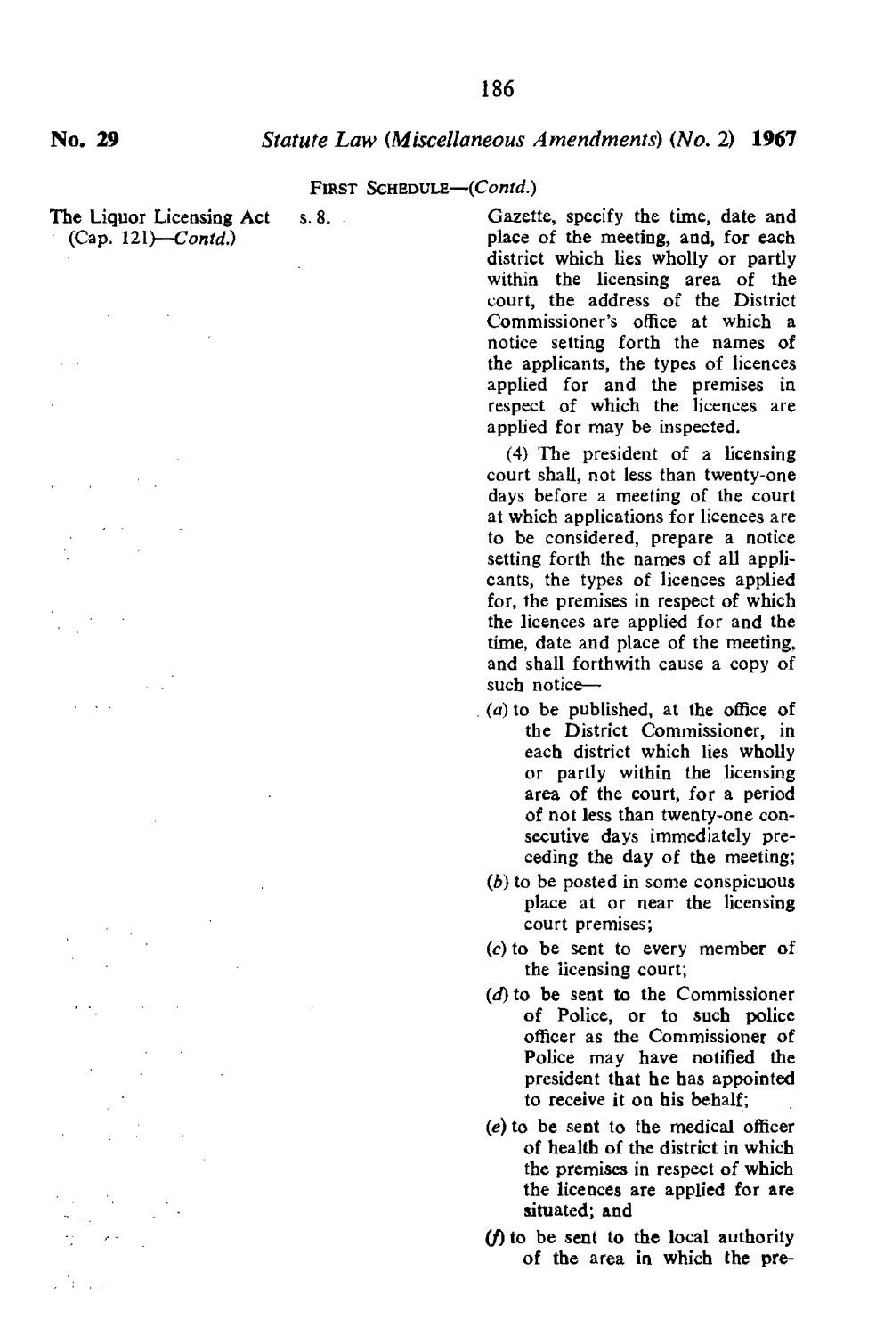FIRST SCHEDULE—(*Contd.*)

The Liquor Licensing Act (Cap. 121)—*Contd.*

s. 8.

Gazette, specify the time, date and place of the meeting, and, for each district which lies wholly or partly within the licensing area of the court, the address of the District Commissioner's office at which a notice setting forth the names of the applicants, the types of licences applied for and the premises in respect of which the licences are applied for may be inspected.

(4) The president of a licensing court shall, not less than twenty-one days before a meeting of the court at which applications for licences are to be considered, prepare a notice setting forth the names of all applicants, the types of licences applied for, the premises in respect of which the licences are applied for and the time, date and place of the meeting, and shall forthwith cause a copy of such notice—

(*a*) to be published, at the office of the District Commissioner, in each district which lies wholly or partly within the licensing area of the court, for a period of not less than twenty-one consecutive days immediately preceding the day of the meeting;

(*b*) to be posted in some conspicuous place at or near the licensing court premises;

(*c*) to be sent to every member of the licensing court;

(*d*) to be sent to the Commissioner of Police, or to such police officer as the Commissioner of Police may have notified the president that he has appointed to receive it on his behalf;

(*e*) to be sent to the medical officer of health of the district in which the premises in respect of which the licences are applied for are situated; and

(*f*) to be sent to the local authority of the area in which the pre-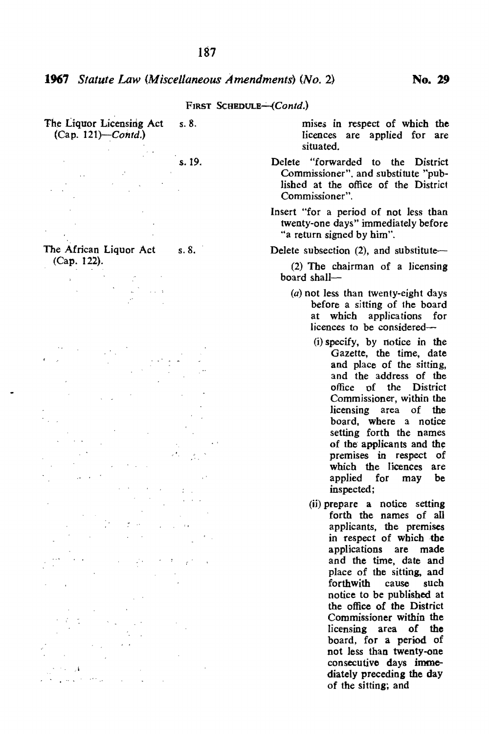FIRST SCHEDULE—(*Contd.*)

| | | |
|---|---|---|
| The Liquor Licensing Act (Cap. 121)—*Contd.* | s. 8. | mises in respect of which the licences are applied for are situated. |
| | s. 19. | Delete "forwarded to the District Commissioner", and substitute "published at the office of the District Commissioner". |
| | | Insert "for a period of not less than twenty-one days" immediately before "a return signed by him". |
| The African Liquor Act (Cap. 122). | s. 8. | Delete subsection (2), and substitute— |

(2) The chairman of a licensing board shall—

(*a*) not less than twenty-eight days before a sitting of the board at which applications for licences to be considered—

(i) specify, by notice in the Gazette, the time, date and place of the sitting, and the address of the office of the District Commissioner, within the licensing area of the board, where a notice setting forth the names of the applicants and the premises in respect of which the licences are applied for may be inspected;

(ii) prepare a notice setting forth the names of all applicants, the premises in respect of which the applications are made and the time, date and place of the sitting, and forthwith cause such notice to be published at the office of the District Commissioner within the licensing area of the board, for a period of not less than twenty-one consecutive days immediately preceding the day of the sitting; and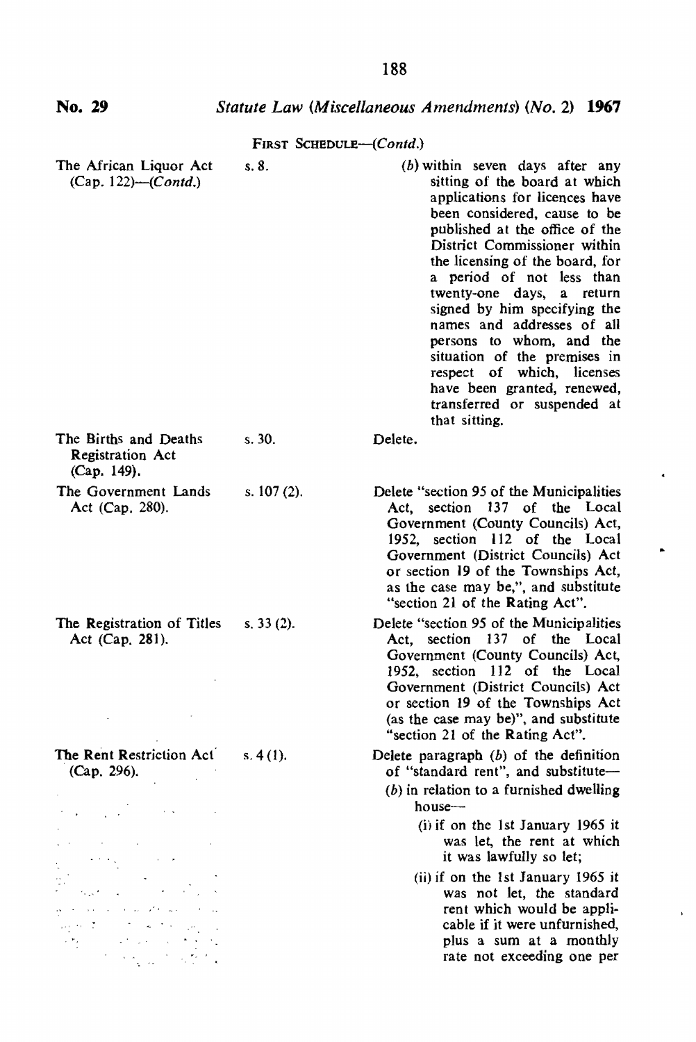**No. 29** *Statute Law (Miscellaneous Amendments) (No. 2)* **1967**

FIRST SCHEDULE—(*Contd.*)

| | | |
|---|---|---|
| The African Liquor Act (Cap. 122)—(*Contd.*) | s. 8. | (*b*) within seven days after any sitting of the board at which applications for licences have been considered, cause to be published at the office of the District Commissioner within the licensing of the board, for a period of not less than twenty-one days, a return signed by him specifying the names and addresses of all persons to whom, and the situation of the premises in respect of which, licenses have been granted, renewed, transferred or suspended at that sitting. |
| The Births and Deaths Registration Act (Cap. 149). | s. 30. | Delete. |
| The Government Lands Act (Cap. 280). | s. 107 (2). | Delete "section 95 of the Municipalities Act, section 137 of the Local Government (County Councils) Act, 1952, section 112 of the Local Government (District Councils) Act or section 19 of the Townships Act, as the case may be,", and substitute "section 21 of the Rating Act". |
| The Registration of Titles Act (Cap. 281). | s. 33 (2). | Delete "section 95 of the Municipalities Act, section 137 of the Local Government (County Councils) Act, 1952, section 112 of the Local Government (District Councils) Act or section 19 of the Townships Act (as the case may be)", and substitute "section 21 of the Rating Act". |
| The Rent Restriction Act (Cap. 296). | s. 4 (1). | Delete paragraph (*b*) of the definition of "standard rent", and substitute—<br>(*b*) in relation to a furnished dwelling house—<br>(i) if on the 1st January 1965 it was let, the rent at which it was lawfully so let;<br>(ii) if on the 1st January 1965 it was not let, the standard rent which would be applicable if it were unfurnished, plus a sum at a monthly rate not exceeding one per |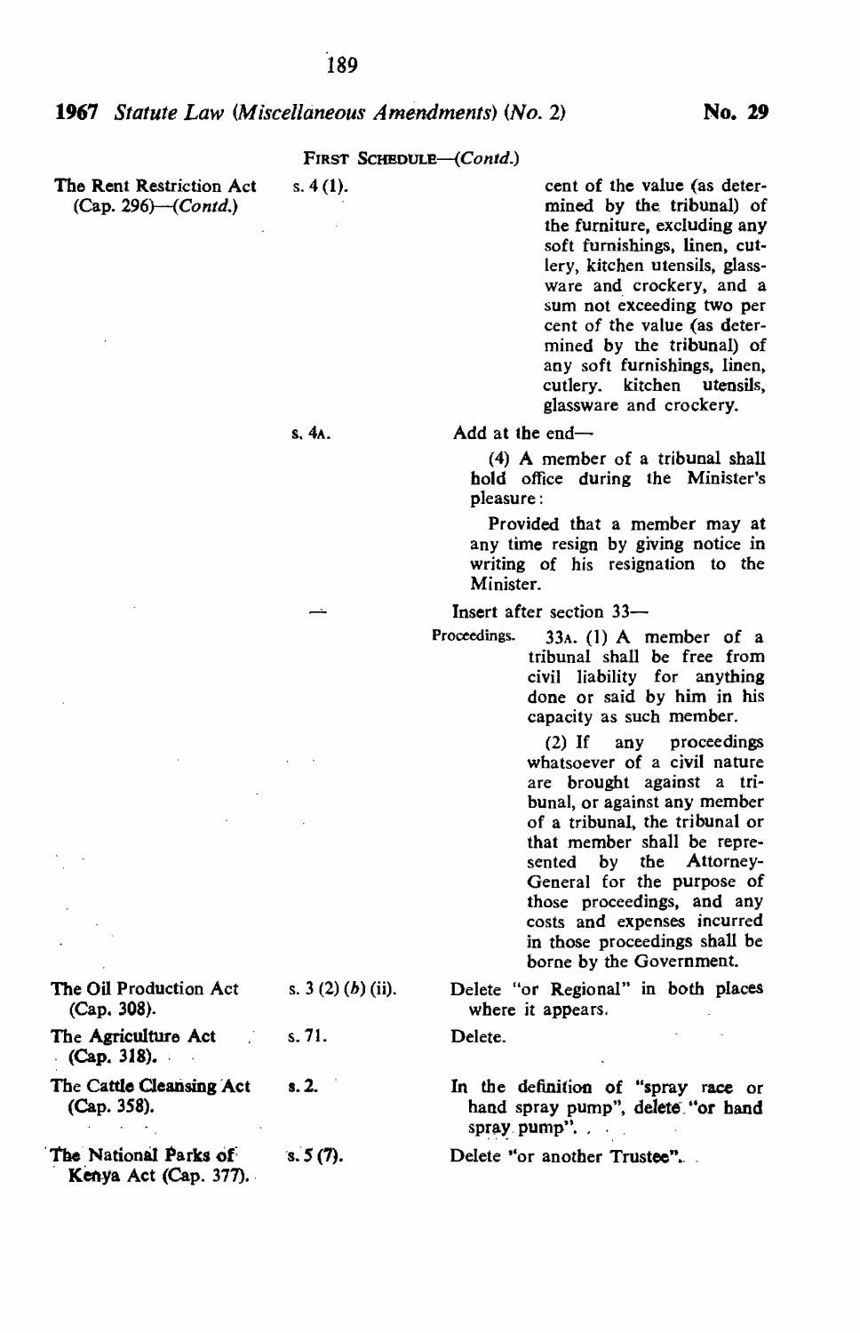FIRST SCHEDULE—(*Contd.*)

| | | |
|---|---|---|
| The Rent Restriction Act (Cap. 296)—(*Contd.*) | s. 4 (1). | cent of the value (as determined by the tribunal) of the furniture, excluding any soft furnishings, linen, cutlery, kitchen utensils, glassware and crockery, and a sum not exceeding two per cent of the value (as determined by the tribunal) of any soft furnishings, linen, cutlery. kitchen utensils, glassware and crockery. |
| | s. 4A. | Add at the end—<br><br>(4) A member of a tribunal shall hold office during the Minister's pleasure:<br><br>Provided that a member may at any time resign by giving notice in writing of his resignation to the Minister. |
| | — | Insert after section 33—<br><br>Proceedings. 33A. (1) A member of a tribunal shall be free from civil liability for anything done or said by him in his capacity as such member.<br><br>(2) If any proceedings whatsoever of a civil nature are brought against a tribunal, or against any member of a tribunal, the tribunal or that member shall be represented by the Attorney-General for the purpose of those proceedings, and any costs and expenses incurred in those proceedings shall be borne by the Government. |
| The Oil Production Act (Cap. 308). | s. 3 (2) (*b*) (ii). | Delete "or Regional" in both places where it appears. |
| The Agriculture Act (Cap. 318). | s. 71. | Delete. |
| The Cattle Cleansing Act (Cap. 358). | s. 2. | In the definition of "spray race or hand spray pump", delete "or hand spray pump". |
| The National Parks of Kenya Act (Cap. 377). | s. 5 (7). | Delete "or another Trustee". |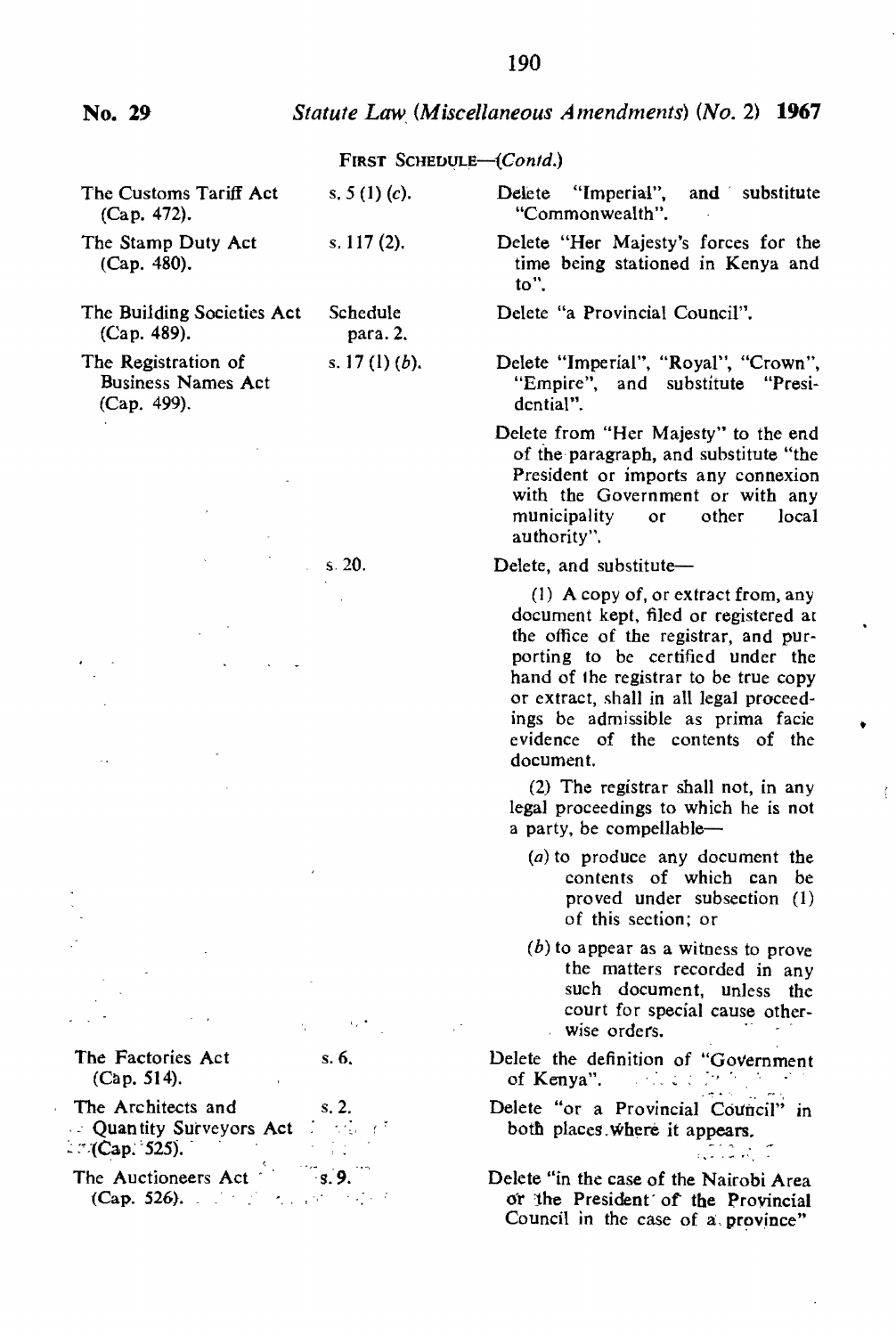FIRST SCHEDULE—(*Contd.*)

| | | |
|---|---|---|
| The Customs Tariff Act (Cap. 472). | s. 5 (1) (*c*). | Delete "Imperial", and substitute "Commonwealth". |
| The Stamp Duty Act (Cap. 480). | s. 117 (2). | Delete "Her Majesty's forces for the time being stationed in Kenya and to". |
| The Building Societies Act (Cap. 489). | Schedule para. 2. | Delete "a Provincial Council". |
| The Registration of Business Names Act (Cap. 499). | s. 17 (1) (*b*). | Delete "Imperial", "Royal", "Crown", "Empire", and substitute "Presidential". |
| | | Delete from "Her Majesty" to the end of the paragraph, and substitute "the President or imports any connexion with the Government or with any municipality or other local authority". |
| | s. 20. | Delete, and substitute—<br><br>(1) A copy of, or extract from, any document kept, filed or registered at the office of the registrar, and purporting to be certified under the hand of the registrar to be true copy or extract, shall in all legal proceedings be admissible as prima facie evidence of the contents of the document.<br><br>(2) The registrar shall not, in any legal proceedings to which he is not a party, be compellable—<br><br>(*a*) to produce any document the contents of which can be proved under subsection (1) of this section; or<br><br>(*b*) to appear as a witness to prove the matters recorded in any such document, unless the court for special cause otherwise orders. |
| The Factories Act (Cap. 514). | s. 6. | Delete the definition of "Government of Kenya". |
| The Architects and Quantity Surveyors Act (Cap. 525). | s. 2. | Delete "or a Provincial Council" in both places where it appears. |
| The Auctioneers Act (Cap. 526). | s. 9. | Delete "in the case of the Nairobi Area or the President of the Provincial Council in the case of a province" |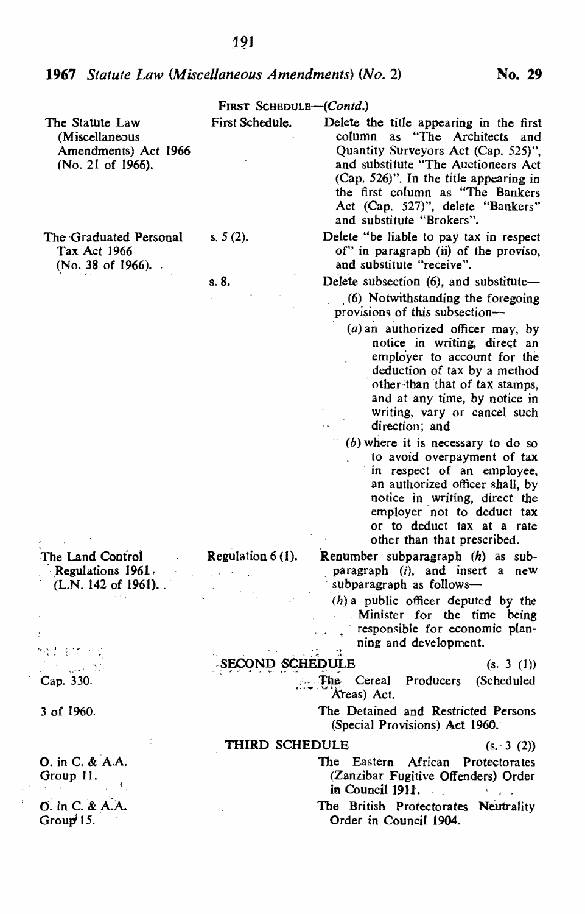FIRST SCHEDULE—(*Contd.*)

| | | |
|---|---|---|
| The Statute Law (Miscellaneous Amendments) Act 1966 (No. 21 of 1966). | First Schedule. | Delete the title appearing in the first column as "The Architects and Quantity Surveyors Act (Cap. 525)", and substitute "The Auctioneers Act (Cap. 526)". In the title appearing in the first column as "The Bankers Act (Cap. 527)", delete "Bankers" and substitute "Brokers". |
| The Graduated Personal Tax Act 1966 (No. 38 of 1966). | s. 5 (2). | Delete "be liable to pay tax in respect of" in paragraph (ii) of the proviso, and substitute "receive". |
| | s. 8. | Delete subsection (6), and substitute—<br>(6) Notwithstanding the foregoing provisions of this subsection—<br>(*a*) an authorized officer may, by notice in writing, direct an employer to account for the deduction of tax by a method other than that of tax stamps, and at any time, by notice in writing, vary or cancel such direction; and<br>(*b*) where it is necessary to do so to avoid overpayment of tax in respect of an employee, an authorized officer shall, by notice in writing, direct the employer not to deduct tax or to deduct tax at a rate other than that prescribed. |
| The Land Control Regulations 1961 (L.N. 142 of 1961). | Regulation 6 (1). | Renumber subparagraph (*h*) as subparagraph (*i*), and insert a new subparagraph as follows—<br>(*h*) a public officer deputed by the Minister for the time being responsible for economic planning and development. |

SECOND SCHEDULE (s. 3 (1))

| | |
|---|---|
| Cap. 330. | The Cereal Producers (Scheduled Areas) Act. |
| 3 of 1960. | The Detained and Restricted Persons (Special Provisions) Act 1960. |

THIRD SCHEDULE (s. 3 (2))

| | |
|---|---|
| O. in C. & A.A. Group 11. | The Eastern African Protectorates (Zanzibar Fugitive Offenders) Order in Council 1911. |
| O. in C. & A.A. Group 15. | The British Protectorates Neutrality Order in Council 1904. |